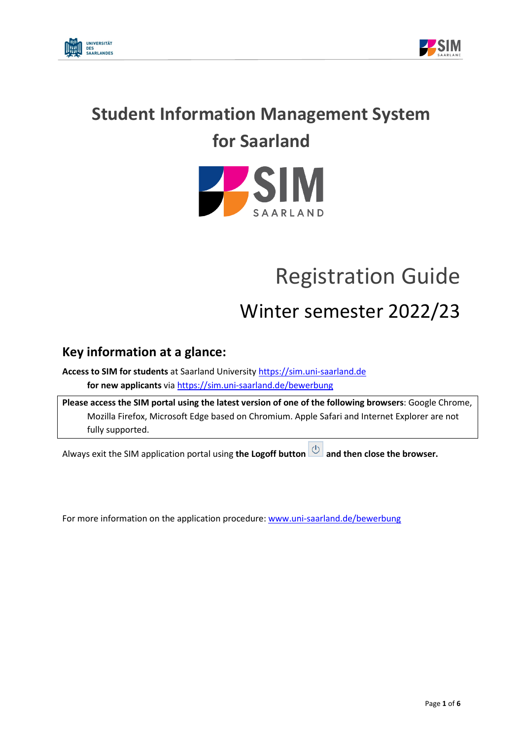# Student Information Management System for Saarland

# Registration Guide

## Winter semester 2022/23

## Key information at a glance:

**Access to SIM for students** at Saarland University https://sim.uni-saarland.de
**for new applicants** via https://sim.uni-saarland.de/bewerbung

**Please access the SIM portal using the latest version of one of the following browsers**: Google Chrome, Mozilla Firefox, Microsoft Edge based on Chromium. Apple Safari and Internet Explorer are not fully supported.

Always exit the SIM application portal using **the Logoff button** **and then close the browser.**

For more information on the application procedure: www.uni-saarland.de/bewerbung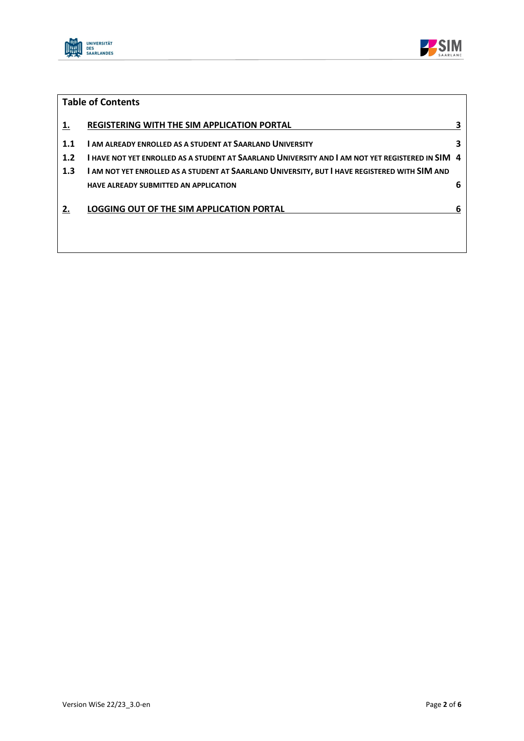**Table of Contents**

| | | |
|---|---|---|
| **1.** | **REGISTERING WITH THE SIM APPLICATION PORTAL** | **3** |
| **1.1** | **I AM ALREADY ENROLLED AS A STUDENT AT SAARLAND UNIVERSITY** | **3** |
| **1.2** | **I HAVE NOT YET ENROLLED AS A STUDENT AT SAARLAND UNIVERSITY AND I AM NOT YET REGISTERED IN SIM** | **4** |
| **1.3** | **I AM NOT YET ENROLLED AS A STUDENT AT SAARLAND UNIVERSITY, BUT I HAVE REGISTERED WITH SIM AND HAVE ALREADY SUBMITTED AN APPLICATION** | **6** |
| **2.** | **LOGGING OUT OF THE SIM APPLICATION PORTAL** | **6** |

Version WiSe 22/23_3.0-en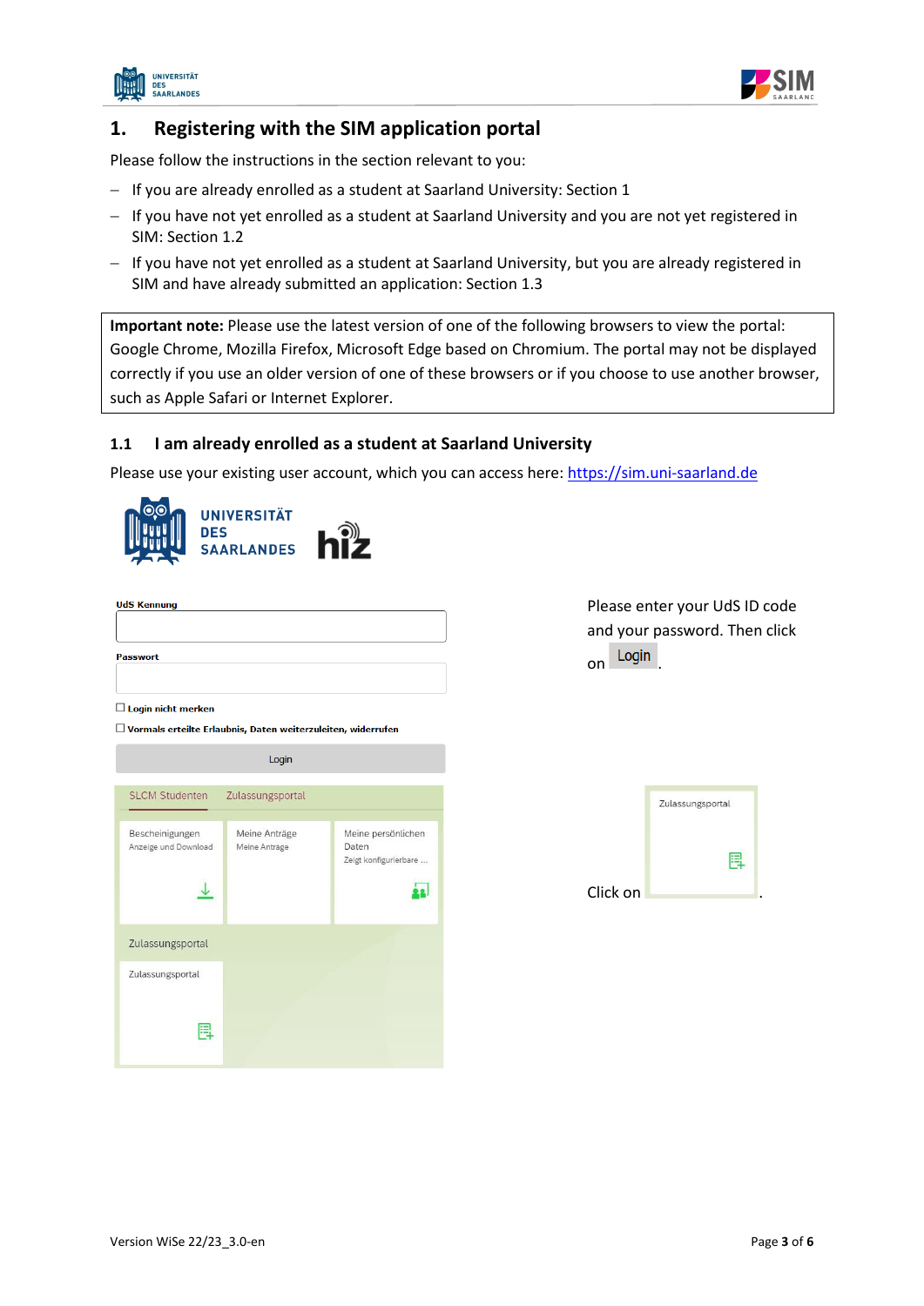# 1. Registering with the SIM application portal

Please follow the instructions in the section relevant to you:

- If you are already enrolled as a student at Saarland University: Section 1
- If you have not yet enrolled as a student at Saarland University and you are not yet registered in SIM: Section 1.2
- If you have not yet enrolled as a student at Saarland University, but you are already registered in SIM and have already submitted an application: Section 1.3

**Important note:** Please use the latest version of one of the following browsers to view the portal: Google Chrome, Mozilla Firefox, Microsoft Edge based on Chromium. The portal may not be displayed correctly if you use an older version of one of these browsers or if you choose to use another browser, such as Apple Safari or Internet Explorer.

## 1.1 I am already enrolled as a student at Saarland University

Please use your existing user account, which you can access here: https://sim.uni-saarland.de

Please enter your UdS ID code and your password. Then click on Login.

Click on Zulassungsportal.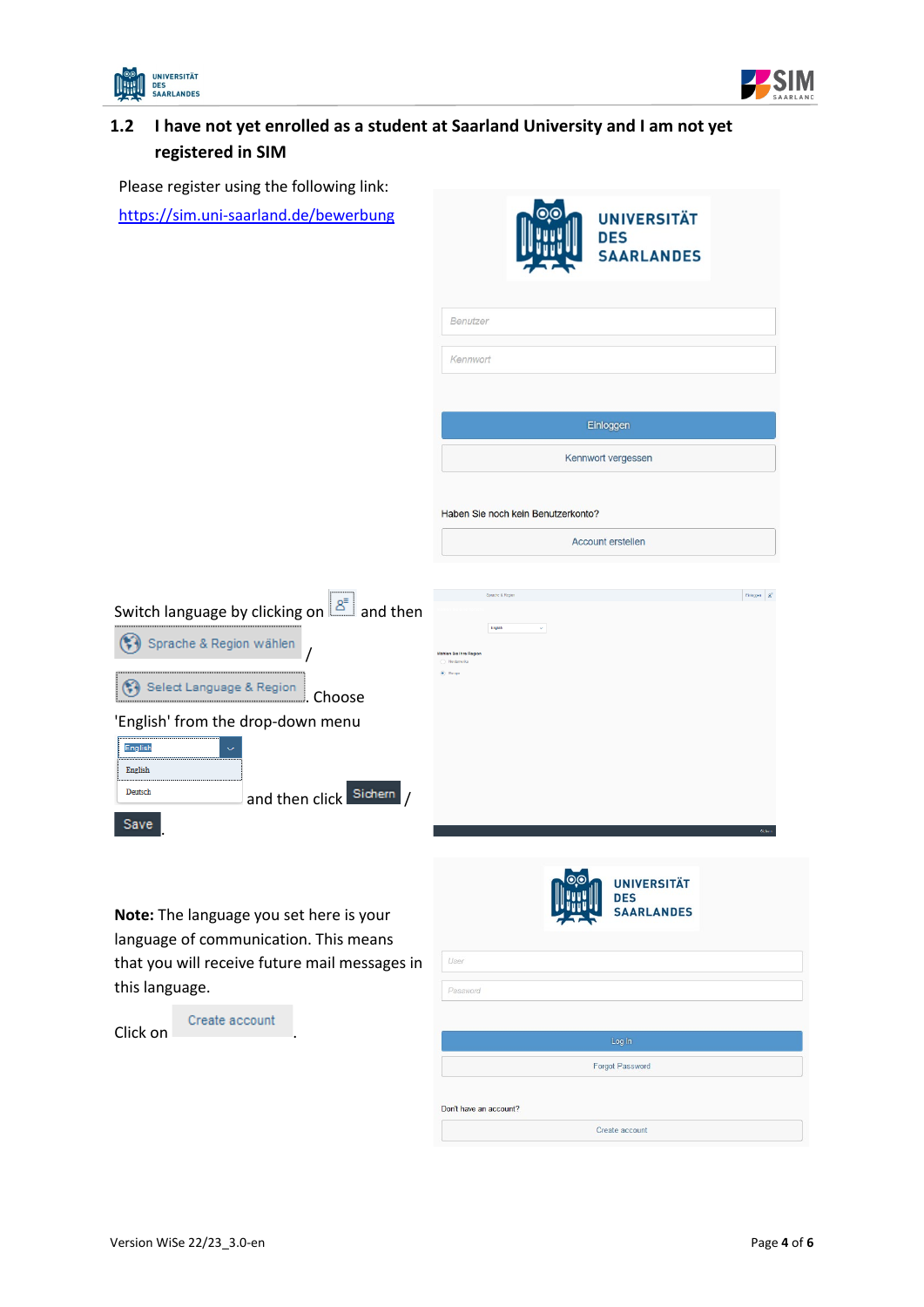## 1.2 I have not yet enrolled as a student at Saarland University and I am not yet registered in SIM

Please register using the following link:

https://sim.uni-saarland.de/bewerbung

Switch language by clicking on and then Sprache & Region wählen / Select Language & Region. Choose 'English' from the drop-down menu and then click Sichern / Save.

**Note:** The language you set here is your language of communication. This means that you will receive future mail messages in this language.

Click on Create account.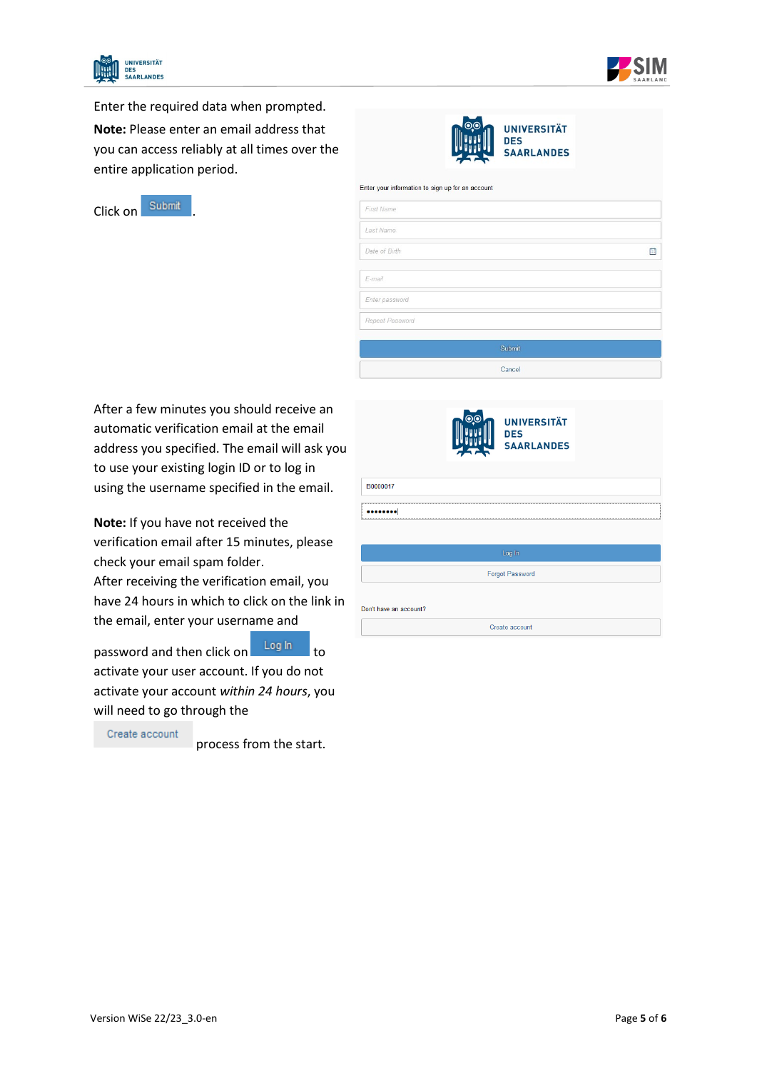Enter the required data when prompted.

**Note:** Please enter an email address that you can access reliably at all times over the entire application period.

Click on Submit.

Enter your information to sign up for an account

First Name

Last Name

Date of Birth

E-mail

Enter password

Repeat Password

Submit

Cancel

After a few minutes you should receive an automatic verification email at the email address you specified. The email will ask you to use your existing login ID or to log in using the username specified in the email.

**Note:** If you have not received the verification email after 15 minutes, please check your email spam folder.

After receiving the verification email, you have 24 hours in which to click on the link in the email, enter your username and password and then click on Log In to activate your user account. If you do not activate your account *within 24 hours*, you will need to go through the Create account process from the start.

B0000017

Log In

Forgot Password

Don't have an account?

Create account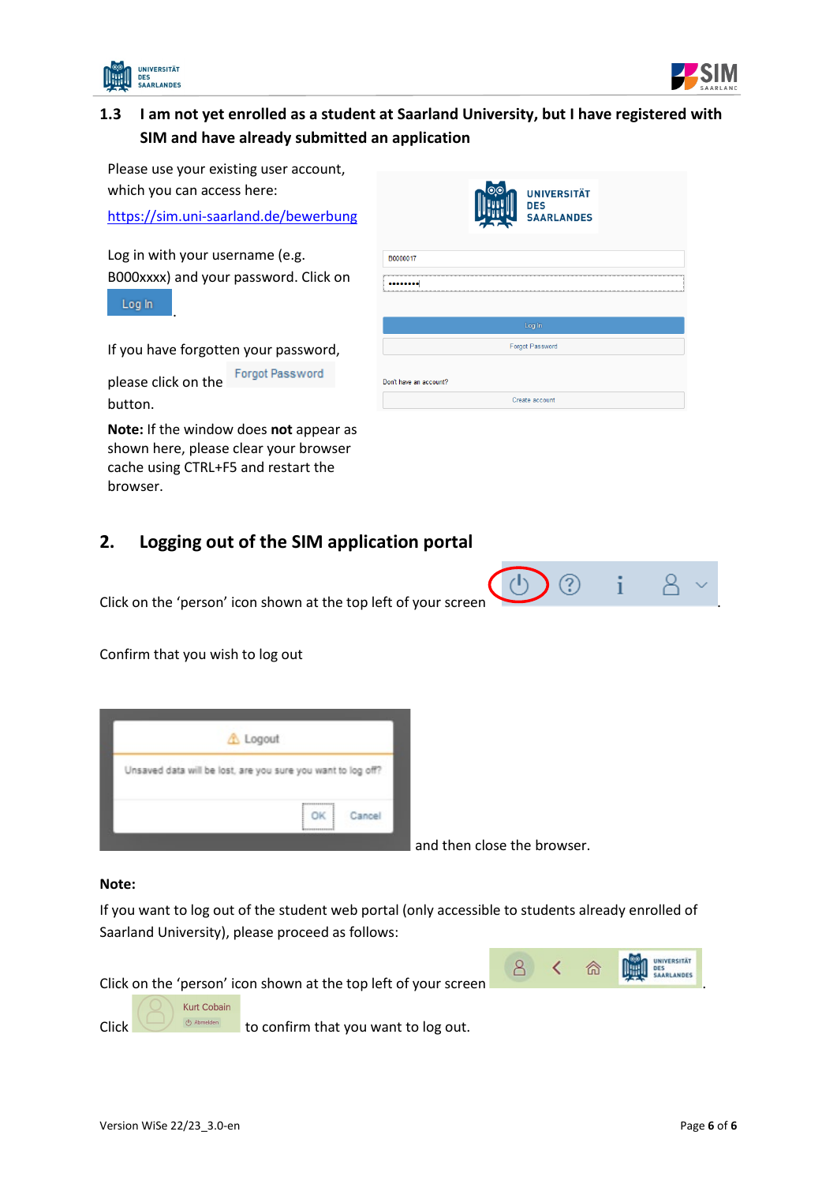## 1.3 I am not yet enrolled as a student at Saarland University, but I have registered with SIM and have already submitted an application

Please use your existing user account, which you can access here:

https://sim.uni-saarland.de/bewerbung

Log in with your username (e.g. B000xxxx) and your password. Click on Log In.

If you have forgotten your password, please click on the Forgot Password button.

**Note:** If the window does **not** appear as shown here, please clear your browser cache using CTRL+F5 and restart the browser.

## 2. Logging out of the SIM application portal

Click on the 'person' icon shown at the top left of your screen.

Confirm that you wish to log out

and then close the browser.

**Note:**

If you want to log out of the student web portal (only accessible to students already enrolled of Saarland University), please proceed as follows:

Click on the 'person' icon shown at the top left of your screen.

Click Abmelden to confirm that you want to log out.

Version WiSe 22/23_3.0-en